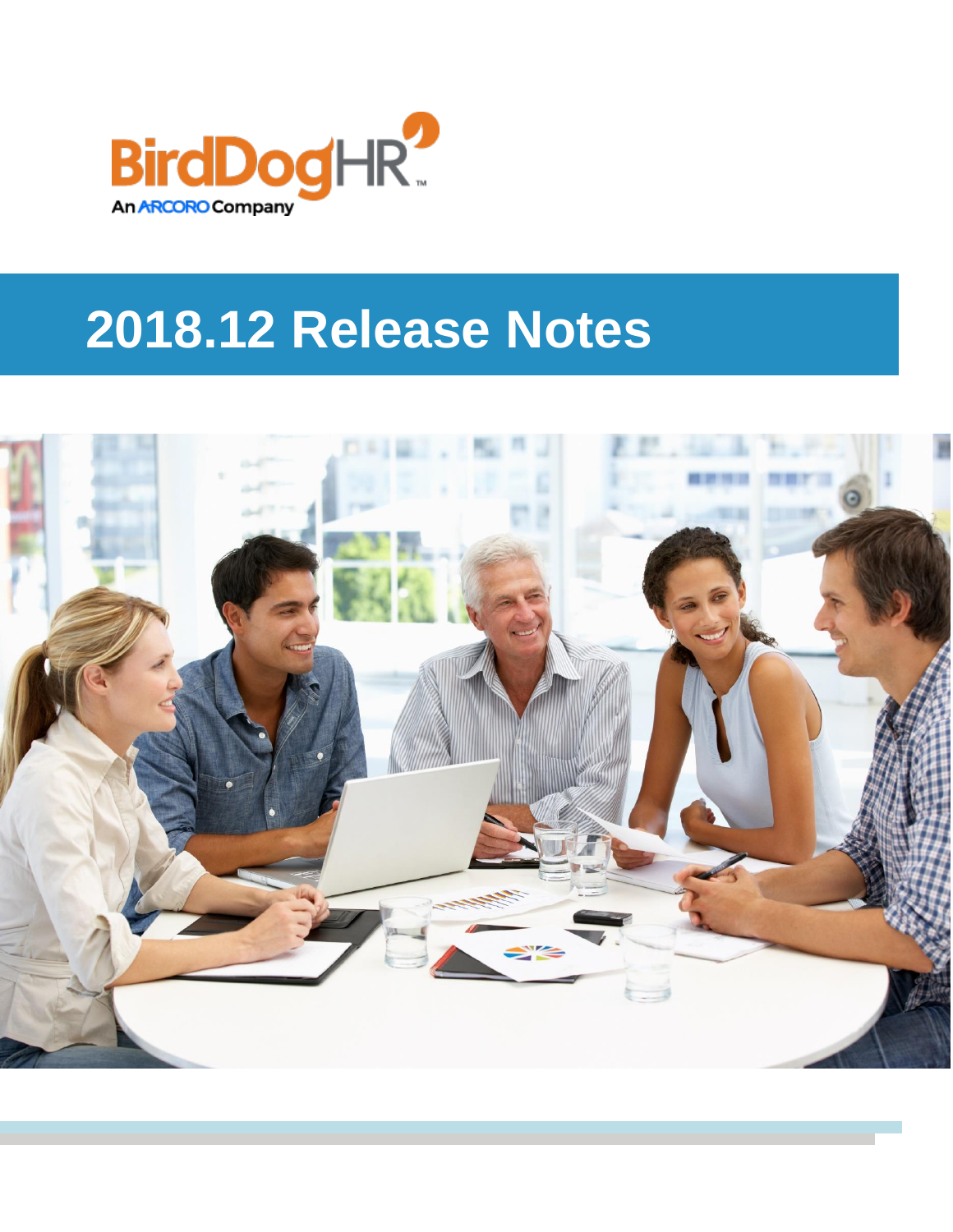BirdDogHR™

An ARCORO Company

# 2018.12 Release Notes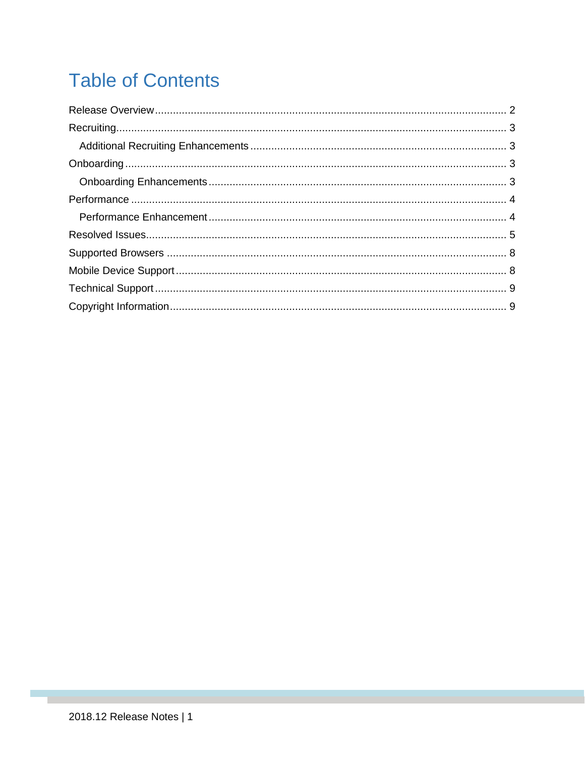# Table of Contents

Release Overview ..... 2
Recruiting ..... 3
  Additional Recruiting Enhancements ..... 3
Onboarding ..... 3
  Onboarding Enhancements ..... 3
Performance ..... 4
  Performance Enhancement ..... 4
Resolved Issues ..... 5
Supported Browsers ..... 8
Mobile Device Support ..... 8
Technical Support ..... 9
Copyright Information ..... 9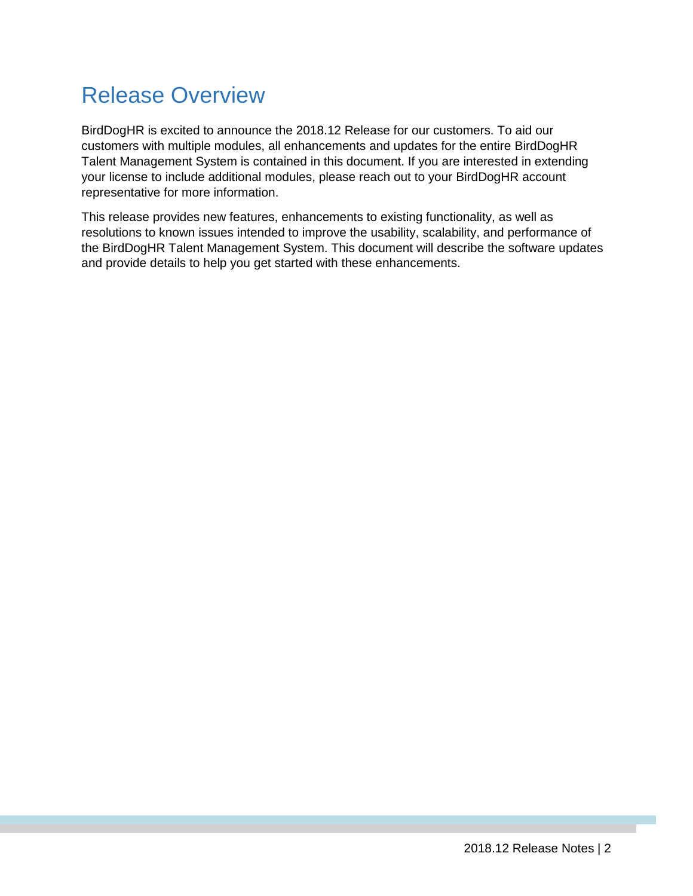# Release Overview

BirdDogHR is excited to announce the 2018.12 Release for our customers. To aid our customers with multiple modules, all enhancements and updates for the entire BirdDogHR Talent Management System is contained in this document. If you are interested in extending your license to include additional modules, please reach out to your BirdDogHR account representative for more information.

This release provides new features, enhancements to existing functionality, as well as resolutions to known issues intended to improve the usability, scalability, and performance of the BirdDogHR Talent Management System. This document will describe the software updates and provide details to help you get started with these enhancements.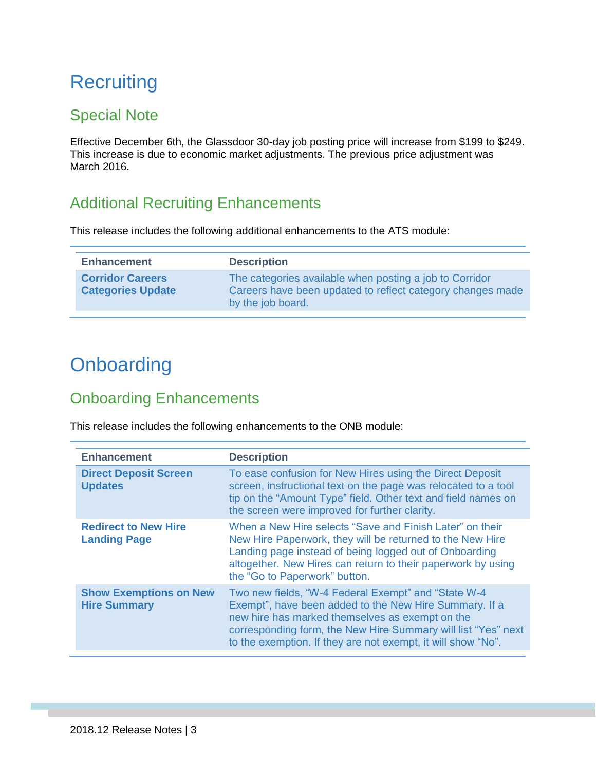# Recruiting

## Special Note

Effective December 6th, the Glassdoor 30-day job posting price will increase from $199 to $249. This increase is due to economic market adjustments. The previous price adjustment was March 2016.

## Additional Recruiting Enhancements

This release includes the following additional enhancements to the ATS module:

| Enhancement | Description |
|---|---|
| **Corridor Careers Categories Update** | The categories available when posting a job to Corridor Careers have been updated to reflect category changes made by the job board. |

# Onboarding

## Onboarding Enhancements

This release includes the following enhancements to the ONB module:

| Enhancement | Description |
|---|---|
| **Direct Deposit Screen Updates** | To ease confusion for New Hires using the Direct Deposit screen, instructional text on the page was relocated to a tool tip on the “Amount Type” field. Other text and field names on the screen were improved for further clarity. |
| **Redirect to New Hire Landing Page** | When a New Hire selects “Save and Finish Later” on their New Hire Paperwork, they will be returned to the New Hire Landing page instead of being logged out of Onboarding altogether. New Hires can return to their paperwork by using the “Go to Paperwork” button. |
| **Show Exemptions on New Hire Summary** | Two new fields, “W-4 Federal Exempt” and “State W-4 Exempt”, have been added to the New Hire Summary. If a new hire has marked themselves as exempt on the corresponding form, the New Hire Summary will list “Yes” next to the exemption. If they are not exempt, it will show “No”. |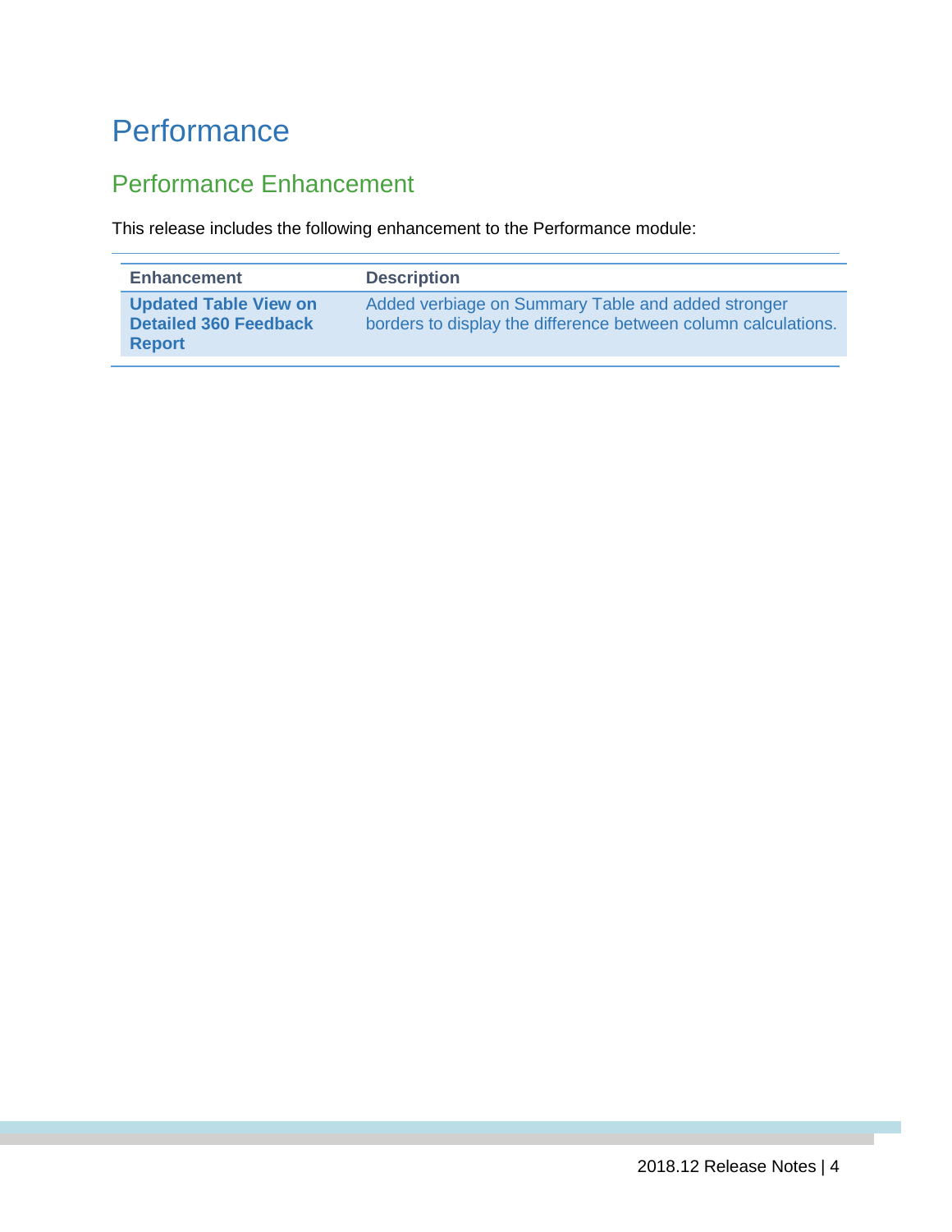# Performance

## Performance Enhancement

This release includes the following enhancement to the Performance module:

| Enhancement | Description |
| --- | --- |
| **Updated Table View on Detailed 360 Feedback Report** | Added verbiage on Summary Table and added stronger borders to display the difference between column calculations. |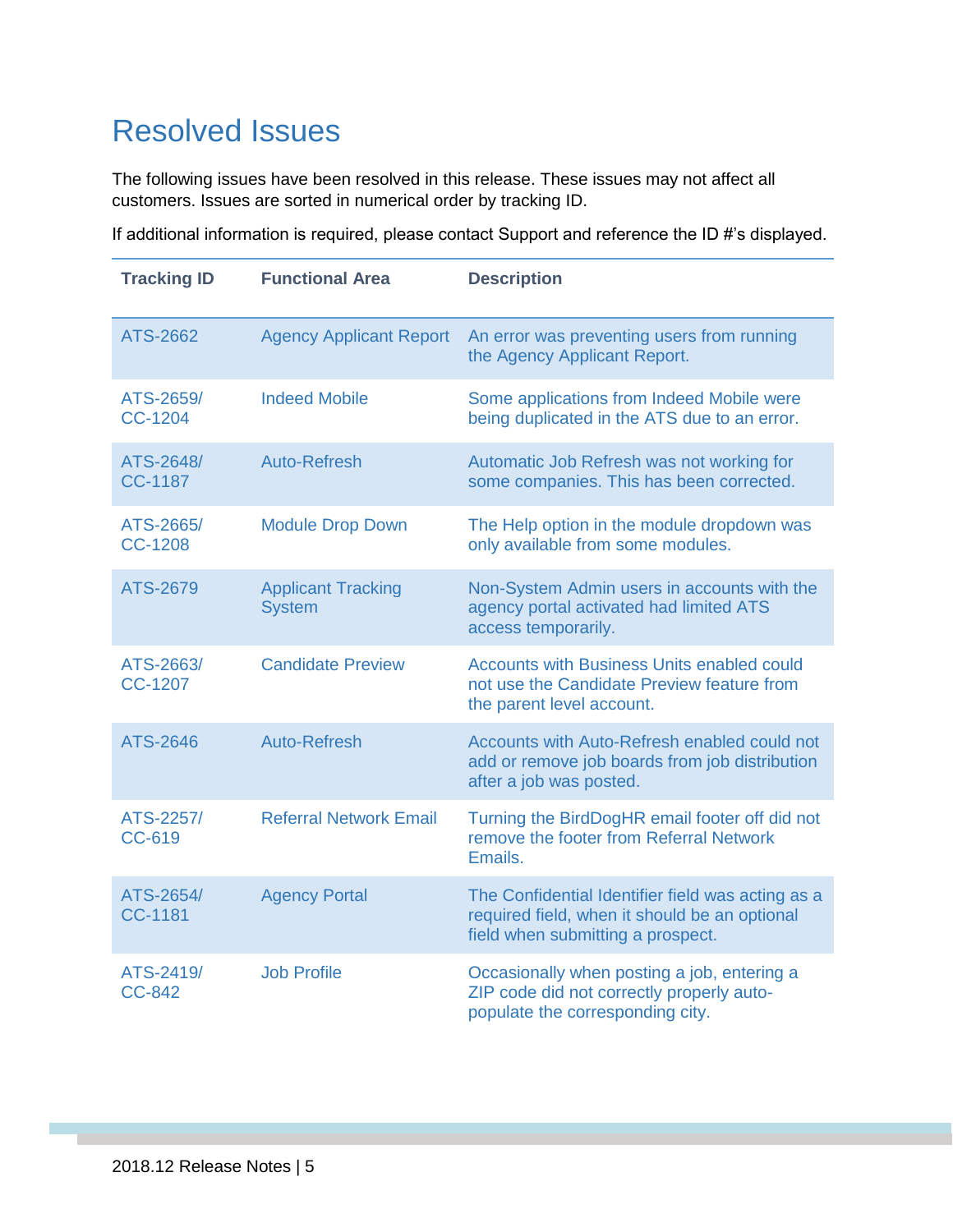# Resolved Issues

The following issues have been resolved in this release. These issues may not affect all customers. Issues are sorted in numerical order by tracking ID.

If additional information is required, please contact Support and reference the ID #'s displayed.

| Tracking ID | Functional Area | Description |
|---|---|---|
| ATS-2662 | Agency Applicant Report | An error was preventing users from running the Agency Applicant Report. |
| ATS-2659/ CC-1204 | Indeed Mobile | Some applications from Indeed Mobile were being duplicated in the ATS due to an error. |
| ATS-2648/ CC-1187 | Auto-Refresh | Automatic Job Refresh was not working for some companies. This has been corrected. |
| ATS-2665/ CC-1208 | Module Drop Down | The Help option in the module dropdown was only available from some modules. |
| ATS-2679 | Applicant Tracking System | Non-System Admin users in accounts with the agency portal activated had limited ATS access temporarily. |
| ATS-2663/ CC-1207 | Candidate Preview | Accounts with Business Units enabled could not use the Candidate Preview feature from the parent level account. |
| ATS-2646 | Auto-Refresh | Accounts with Auto-Refresh enabled could not add or remove job boards from job distribution after a job was posted. |
| ATS-2257/ CC-619 | Referral Network Email | Turning the BirdDogHR email footer off did not remove the footer from Referral Network Emails. |
| ATS-2654/ CC-1181 | Agency Portal | The Confidential Identifier field was acting as a required field, when it should be an optional field when submitting a prospect. |
| ATS-2419/ CC-842 | Job Profile | Occasionally when posting a job, entering a ZIP code did not correctly properly auto-populate the corresponding city. |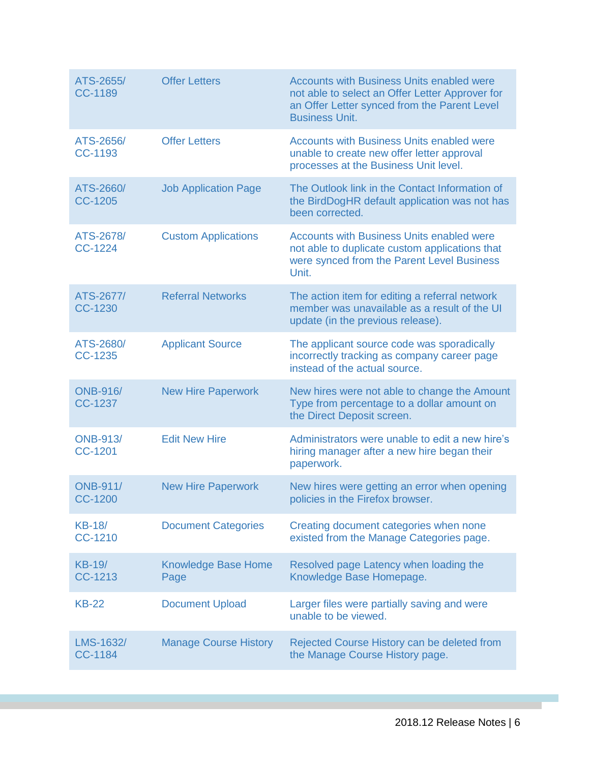| | | |
|---|---|---|
| ATS-2655/ CC-1189 | Offer Letters | Accounts with Business Units enabled were not able to select an Offer Letter Approver for an Offer Letter synced from the Parent Level Business Unit. |
| ATS-2656/ CC-1193 | Offer Letters | Accounts with Business Units enabled were unable to create new offer letter approval processes at the Business Unit level. |
| ATS-2660/ CC-1205 | Job Application Page | The Outlook link in the Contact Information of the BirdDogHR default application was not has been corrected. |
| ATS-2678/ CC-1224 | Custom Applications | Accounts with Business Units enabled were not able to duplicate custom applications that were synced from the Parent Level Business Unit. |
| ATS-2677/ CC-1230 | Referral Networks | The action item for editing a referral network member was unavailable as a result of the UI update (in the previous release). |
| ATS-2680/ CC-1235 | Applicant Source | The applicant source code was sporadically incorrectly tracking as company career page instead of the actual source. |
| ONB-916/ CC-1237 | New Hire Paperwork | New hires were not able to change the Amount Type from percentage to a dollar amount on the Direct Deposit screen. |
| ONB-913/ CC-1201 | Edit New Hire | Administrators were unable to edit a new hire's hiring manager after a new hire began their paperwork. |
| ONB-911/ CC-1200 | New Hire Paperwork | New hires were getting an error when opening policies in the Firefox browser. |
| KB-18/ CC-1210 | Document Categories | Creating document categories when none existed from the Manage Categories page. |
| KB-19/ CC-1213 | Knowledge Base Home Page | Resolved page Latency when loading the Knowledge Base Homepage. |
| KB-22 | Document Upload | Larger files were partially saving and were unable to be viewed. |
| LMS-1632/ CC-1184 | Manage Course History | Rejected Course History can be deleted from the Manage Course History page. |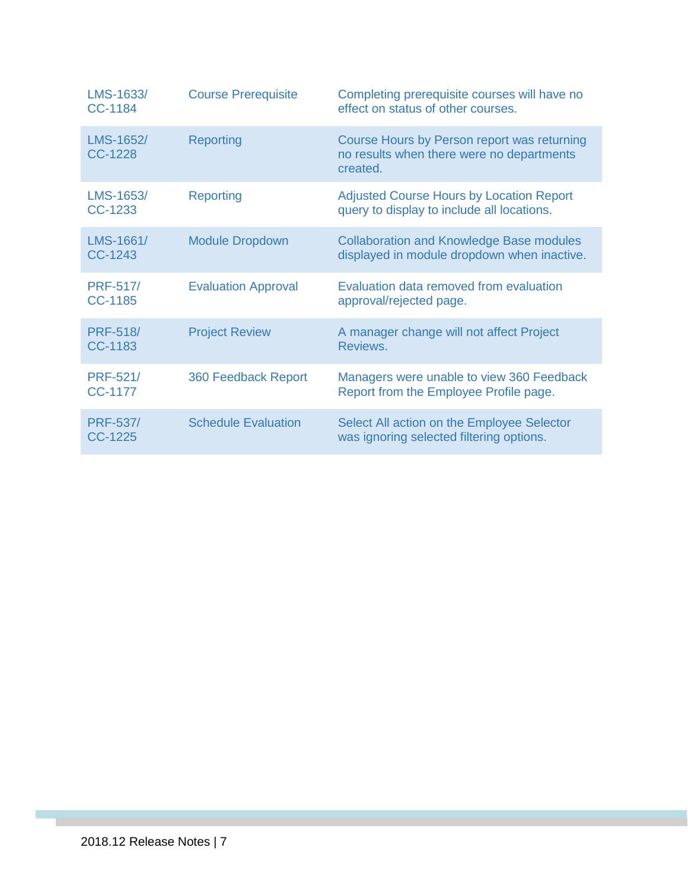| | | |
|---|---|---|
| LMS-1633/ CC-1184 | Course Prerequisite | Completing prerequisite courses will have no effect on status of other courses. |
| LMS-1652/ CC-1228 | Reporting | Course Hours by Person report was returning no results when there were no departments created. |
| LMS-1653/ CC-1233 | Reporting | Adjusted Course Hours by Location Report query to display to include all locations. |
| LMS-1661/ CC-1243 | Module Dropdown | Collaboration and Knowledge Base modules displayed in module dropdown when inactive. |
| PRF-517/ CC-1185 | Evaluation Approval | Evaluation data removed from evaluation approval/rejected page. |
| PRF-518/ CC-1183 | Project Review | A manager change will not affect Project Reviews. |
| PRF-521/ CC-1177 | 360 Feedback Report | Managers were unable to view 360 Feedback Report from the Employee Profile page. |
| PRF-537/ CC-1225 | Schedule Evaluation | Select All action on the Employee Selector was ignoring selected filtering options. |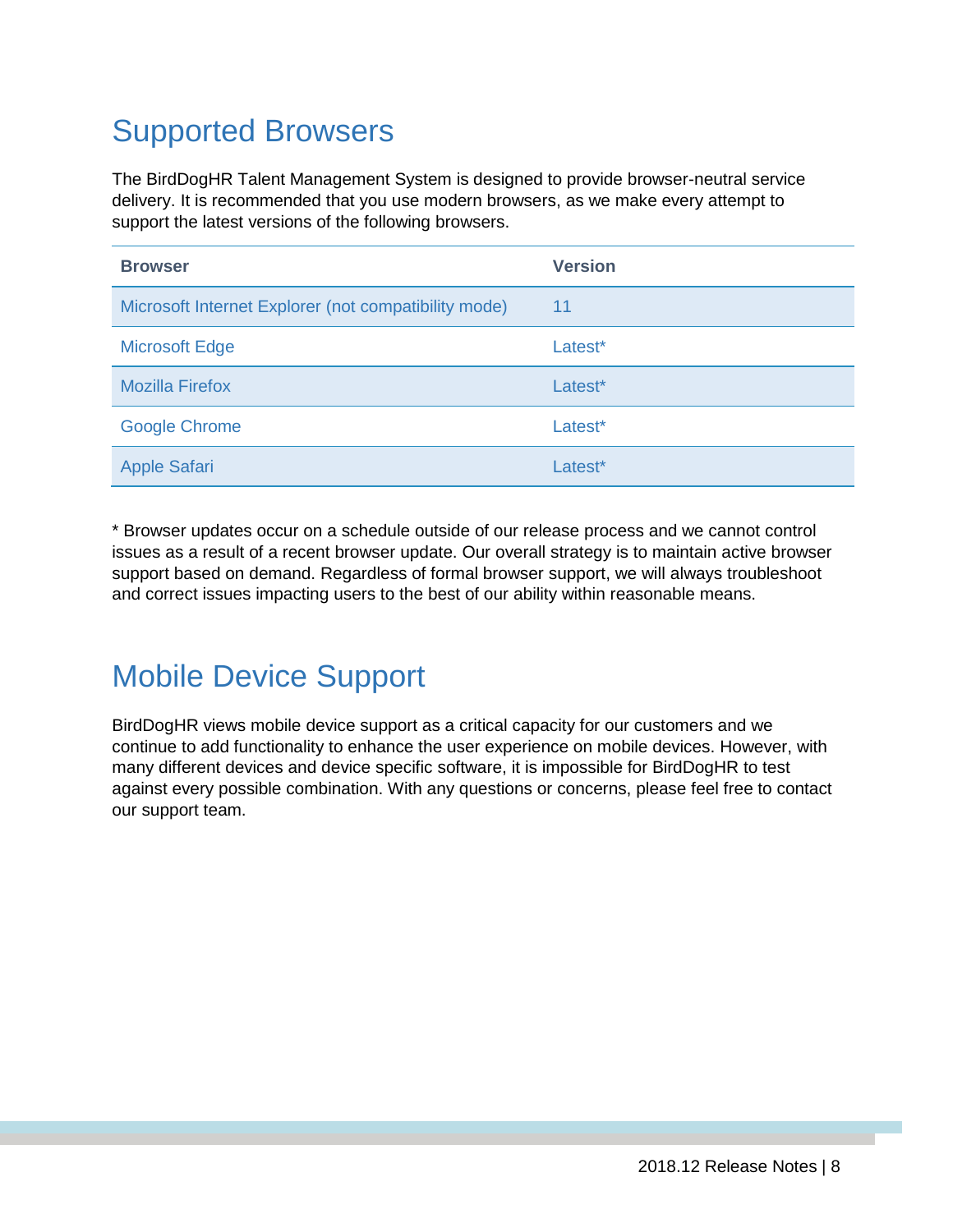# Supported Browsers

The BirdDogHR Talent Management System is designed to provide browser-neutral service delivery. It is recommended that you use modern browsers, as we make every attempt to support the latest versions of the following browsers.

| Browser | Version |
| --- | --- |
| Microsoft Internet Explorer (not compatibility mode) | 11 |
| Microsoft Edge | Latest* |
| Mozilla Firefox | Latest* |
| Google Chrome | Latest* |
| Apple Safari | Latest* |

* Browser updates occur on a schedule outside of our release process and we cannot control issues as a result of a recent browser update. Our overall strategy is to maintain active browser support based on demand. Regardless of formal browser support, we will always troubleshoot and correct issues impacting users to the best of our ability within reasonable means.

# Mobile Device Support

BirdDogHR views mobile device support as a critical capacity for our customers and we continue to add functionality to enhance the user experience on mobile devices. However, with many different devices and device specific software, it is impossible for BirdDogHR to test against every possible combination. With any questions or concerns, please feel free to contact our support team.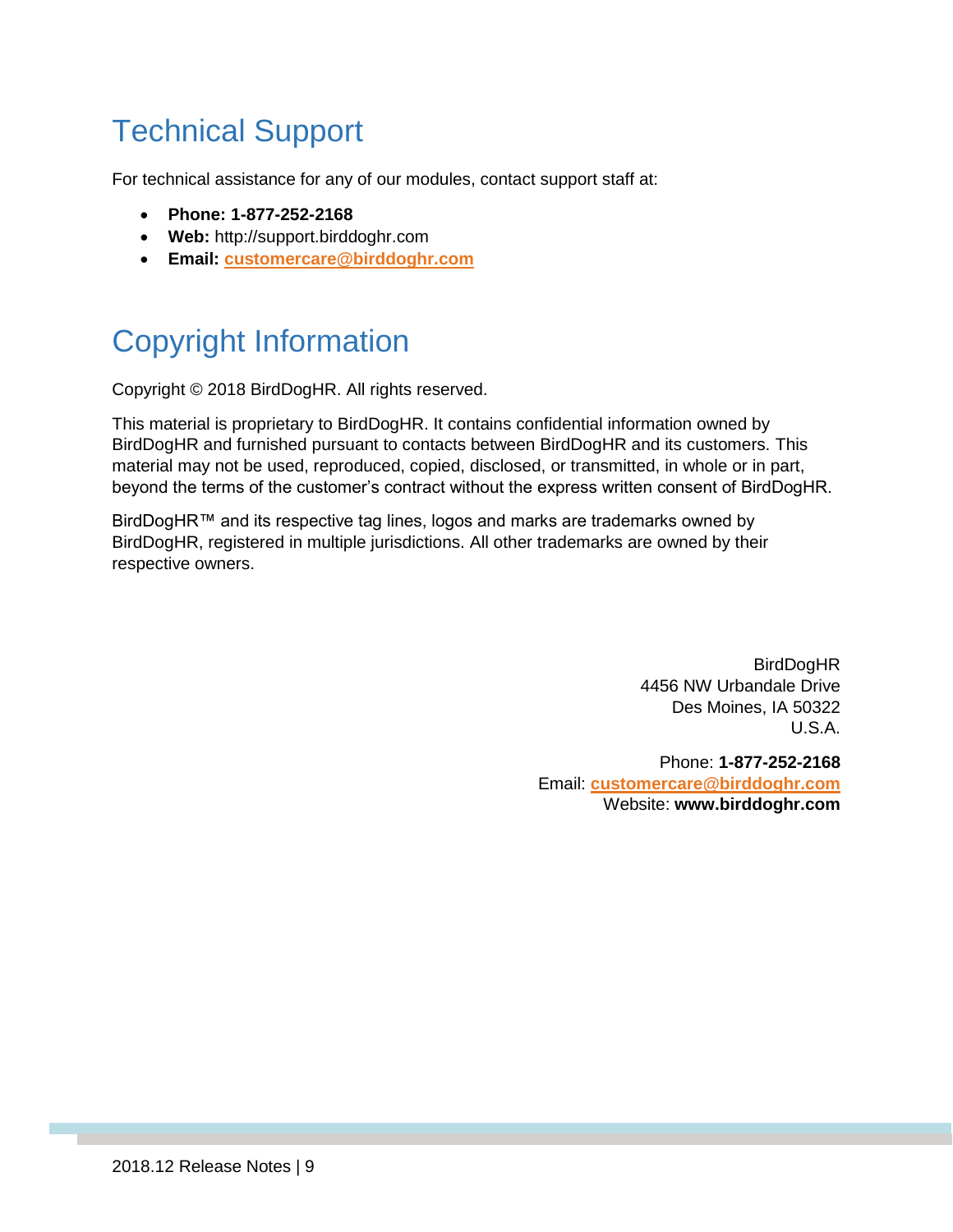# Technical Support

For technical assistance for any of our modules, contact support staff at:

- **Phone: 1-877-252-2168**
- **Web:** http://support.birddoghr.com
- **Email: customercare@birddoghr.com**

# Copyright Information

Copyright © 2018 BirdDogHR. All rights reserved.

This material is proprietary to BirdDogHR. It contains confidential information owned by BirdDogHR and furnished pursuant to contacts between BirdDogHR and its customers. This material may not be used, reproduced, copied, disclosed, or transmitted, in whole or in part, beyond the terms of the customer's contract without the express written consent of BirdDogHR.

BirdDogHR™ and its respective tag lines, logos and marks are trademarks owned by BirdDogHR, registered in multiple jurisdictions. All other trademarks are owned by their respective owners.

BirdDogHR
4456 NW Urbandale Drive
Des Moines, IA 50322
U.S.A.

Phone: **1-877-252-2168**
Email: **customercare@birddoghr.com**
Website: **www.birddoghr.com**